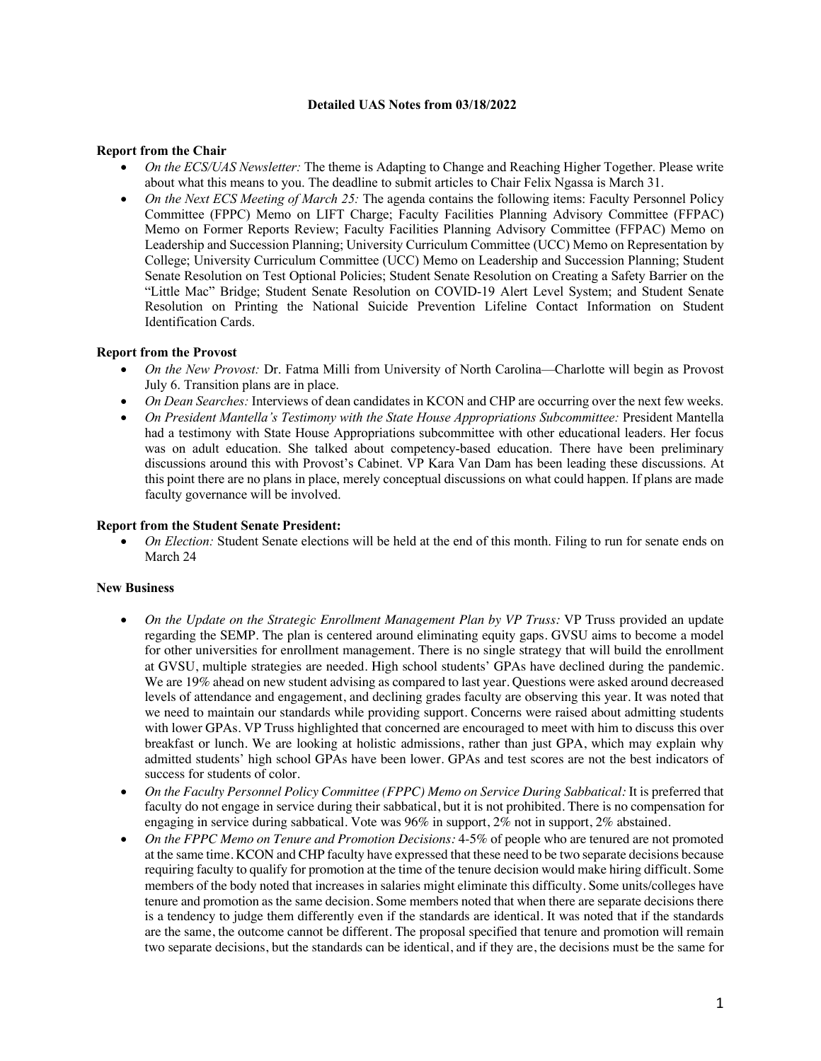**Detailed UAS Notes from 03/18/2022**

**Report from the Chair**

- *On the ECS/UAS Newsletter:* The theme is Adapting to Change and Reaching Higher Together. Please write about what this means to you. The deadline to submit articles to Chair Felix Ngassa is March 31.
- *On the Next ECS Meeting of March 25:* The agenda contains the following items: Faculty Personnel Policy Committee (FPPC) Memo on LIFT Charge; Faculty Facilities Planning Advisory Committee (FFPAC) Memo on Former Reports Review; Faculty Facilities Planning Advisory Committee (FFPAC) Memo on Leadership and Succession Planning; University Curriculum Committee (UCC) Memo on Representation by College; University Curriculum Committee (UCC) Memo on Leadership and Succession Planning; Student Senate Resolution on Test Optional Policies; Student Senate Resolution on Creating a Safety Barrier on the "Little Mac" Bridge; Student Senate Resolution on COVID-19 Alert Level System; and Student Senate Resolution on Printing the National Suicide Prevention Lifeline Contact Information on Student Identification Cards.

**Report from the Provost**

- *On the New Provost:* Dr. Fatma Milli from University of North Carolina—Charlotte will begin as Provost July 6. Transition plans are in place.
- *On Dean Searches:* Interviews of dean candidates in KCON and CHP are occurring over the next few weeks.
- *On President Mantella's Testimony with the State House Appropriations Subcommittee:* President Mantella had a testimony with State House Appropriations subcommittee with other educational leaders. Her focus was on adult education. She talked about competency-based education. There have been preliminary discussions around this with Provost's Cabinet. VP Kara Van Dam has been leading these discussions. At this point there are no plans in place, merely conceptual discussions on what could happen. If plans are made faculty governance will be involved.

**Report from the Student Senate President:**

- *On Election:* Student Senate elections will be held at the end of this month. Filing to run for senate ends on March 24

**New Business**

- *On the Update on the Strategic Enrollment Management Plan by VP Truss:* VP Truss provided an update regarding the SEMP. The plan is centered around eliminating equity gaps. GVSU aims to become a model for other universities for enrollment management. There is no single strategy that will build the enrollment at GVSU, multiple strategies are needed. High school students' GPAs have declined during the pandemic. We are 19% ahead on new student advising as compared to last year. Questions were asked around decreased levels of attendance and engagement, and declining grades faculty are observing this year. It was noted that we need to maintain our standards while providing support. Concerns were raised about admitting students with lower GPAs. VP Truss highlighted that concerned are encouraged to meet with him to discuss this over breakfast or lunch. We are looking at holistic admissions, rather than just GPA, which may explain why admitted students' high school GPAs have been lower. GPAs and test scores are not the best indicators of success for students of color.
- *On the Faculty Personnel Policy Committee (FPPC) Memo on Service During Sabbatical:* It is preferred that faculty do not engage in service during their sabbatical, but it is not prohibited. There is no compensation for engaging in service during sabbatical. Vote was 96% in support, 2% not in support, 2% abstained.
- *On the FPPC Memo on Tenure and Promotion Decisions:* 4-5% of people who are tenured are not promoted at the same time. KCON and CHP faculty have expressed that these need to be two separate decisions because requiring faculty to qualify for promotion at the time of the tenure decision would make hiring difficult. Some members of the body noted that increases in salaries might eliminate this difficulty. Some units/colleges have tenure and promotion as the same decision. Some members noted that when there are separate decisions there is a tendency to judge them differently even if the standards are identical. It was noted that if the standards are the same, the outcome cannot be different. The proposal specified that tenure and promotion will remain two separate decisions, but the standards can be identical, and if they are, the decisions must be the same for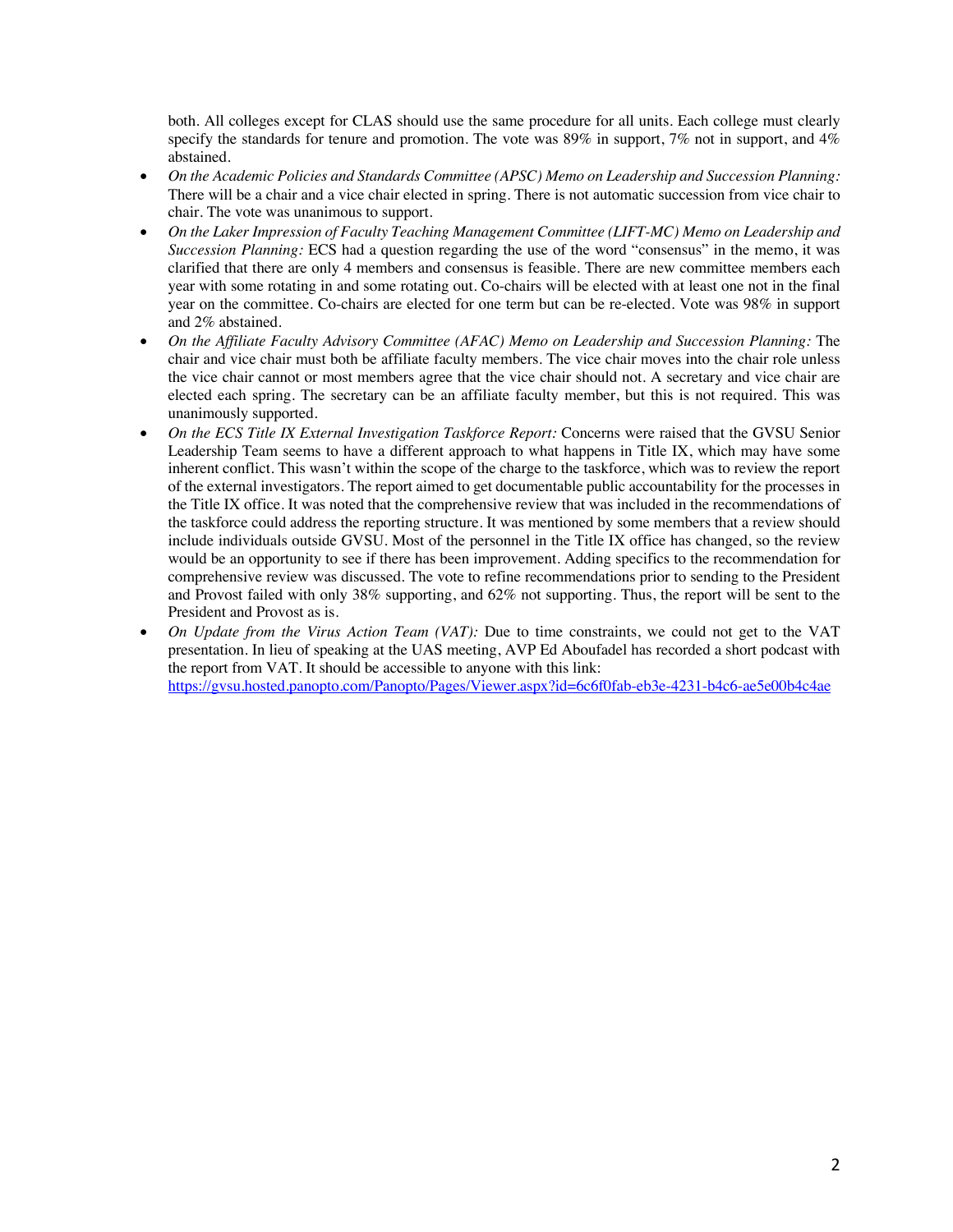both. All colleges except for CLAS should use the same procedure for all units. Each college must clearly specify the standards for tenure and promotion. The vote was 89% in support, 7% not in support, and 4% abstained.

- *On the Academic Policies and Standards Committee (APSC) Memo on Leadership and Succession Planning:* There will be a chair and a vice chair elected in spring. There is not automatic succession from vice chair to chair. The vote was unanimous to support.
- *On the Laker Impression of Faculty Teaching Management Committee (LIFT-MC) Memo on Leadership and Succession Planning:* ECS had a question regarding the use of the word "consensus" in the memo, it was clarified that there are only 4 members and consensus is feasible. There are new committee members each year with some rotating in and some rotating out. Co-chairs will be elected with at least one not in the final year on the committee. Co-chairs are elected for one term but can be re-elected. Vote was 98% in support and 2% abstained.
- *On the Affiliate Faculty Advisory Committee (AFAC) Memo on Leadership and Succession Planning:* The chair and vice chair must both be affiliate faculty members. The vice chair moves into the chair role unless the vice chair cannot or most members agree that the vice chair should not. A secretary and vice chair are elected each spring. The secretary can be an affiliate faculty member, but this is not required. This was unanimously supported.
- *On the ECS Title IX External Investigation Taskforce Report:* Concerns were raised that the GVSU Senior Leadership Team seems to have a different approach to what happens in Title IX, which may have some inherent conflict. This wasn't within the scope of the charge to the taskforce, which was to review the report of the external investigators. The report aimed to get documentable public accountability for the processes in the Title IX office. It was noted that the comprehensive review that was included in the recommendations of the taskforce could address the reporting structure. It was mentioned by some members that a review should include individuals outside GVSU. Most of the personnel in the Title IX office has changed, so the review would be an opportunity to see if there has been improvement. Adding specifics to the recommendation for comprehensive review was discussed. The vote to refine recommendations prior to sending to the President and Provost failed with only 38% supporting, and 62% not supporting. Thus, the report will be sent to the President and Provost as is.
- *On Update from the Virus Action Team (VAT):* Due to time constraints, we could not get to the VAT presentation. In lieu of speaking at the UAS meeting, AVP Ed Aboufadel has recorded a short podcast with the report from VAT. It should be accessible to anyone with this link: https://gvsu.hosted.panopto.com/Panopto/Pages/Viewer.aspx?id=6c6f0fab-eb3e-4231-b4c6-ae5e00b4c4ae